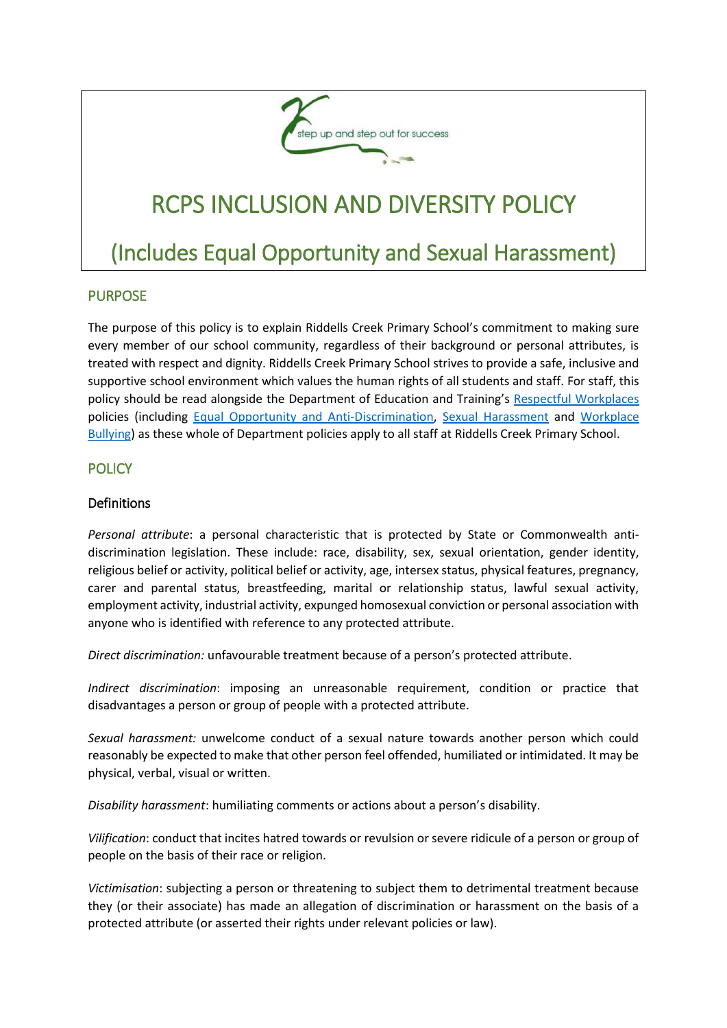step up and step out for success

# RCPS INCLUSION AND DIVERSITY POLICY

# (Includes Equal Opportunity and Sexual Harassment)

## PURPOSE

The purpose of this policy is to explain Riddells Creek Primary School's commitment to making sure every member of our school community, regardless of their background or personal attributes, is treated with respect and dignity. Riddells Creek Primary School strives to provide a safe, inclusive and supportive school environment which values the human rights of all students and staff. For staff, this policy should be read alongside the Department of Education and Training's Respectful Workplaces policies (including Equal Opportunity and Anti-Discrimination, Sexual Harassment and Workplace Bullying) as these whole of Department policies apply to all staff at Riddells Creek Primary School.

## POLICY

### Definitions

*Personal attribute*: a personal characteristic that is protected by State or Commonwealth anti-discrimination legislation. These include: race, disability, sex, sexual orientation, gender identity, religious belief or activity, political belief or activity, age, intersex status, physical features, pregnancy, carer and parental status, breastfeeding, marital or relationship status, lawful sexual activity, employment activity, industrial activity, expunged homosexual conviction or personal association with anyone who is identified with reference to any protected attribute.

*Direct discrimination:* unfavourable treatment because of a person's protected attribute.

*Indirect discrimination*: imposing an unreasonable requirement, condition or practice that disadvantages a person or group of people with a protected attribute.

*Sexual harassment:* unwelcome conduct of a sexual nature towards another person which could reasonably be expected to make that other person feel offended, humiliated or intimidated. It may be physical, verbal, visual or written.

*Disability harassment*: humiliating comments or actions about a person's disability.

*Vilification*: conduct that incites hatred towards or revulsion or severe ridicule of a person or group of people on the basis of their race or religion.

*Victimisation*: subjecting a person or threatening to subject them to detrimental treatment because they (or their associate) has made an allegation of discrimination or harassment on the basis of a protected attribute (or asserted their rights under relevant policies or law).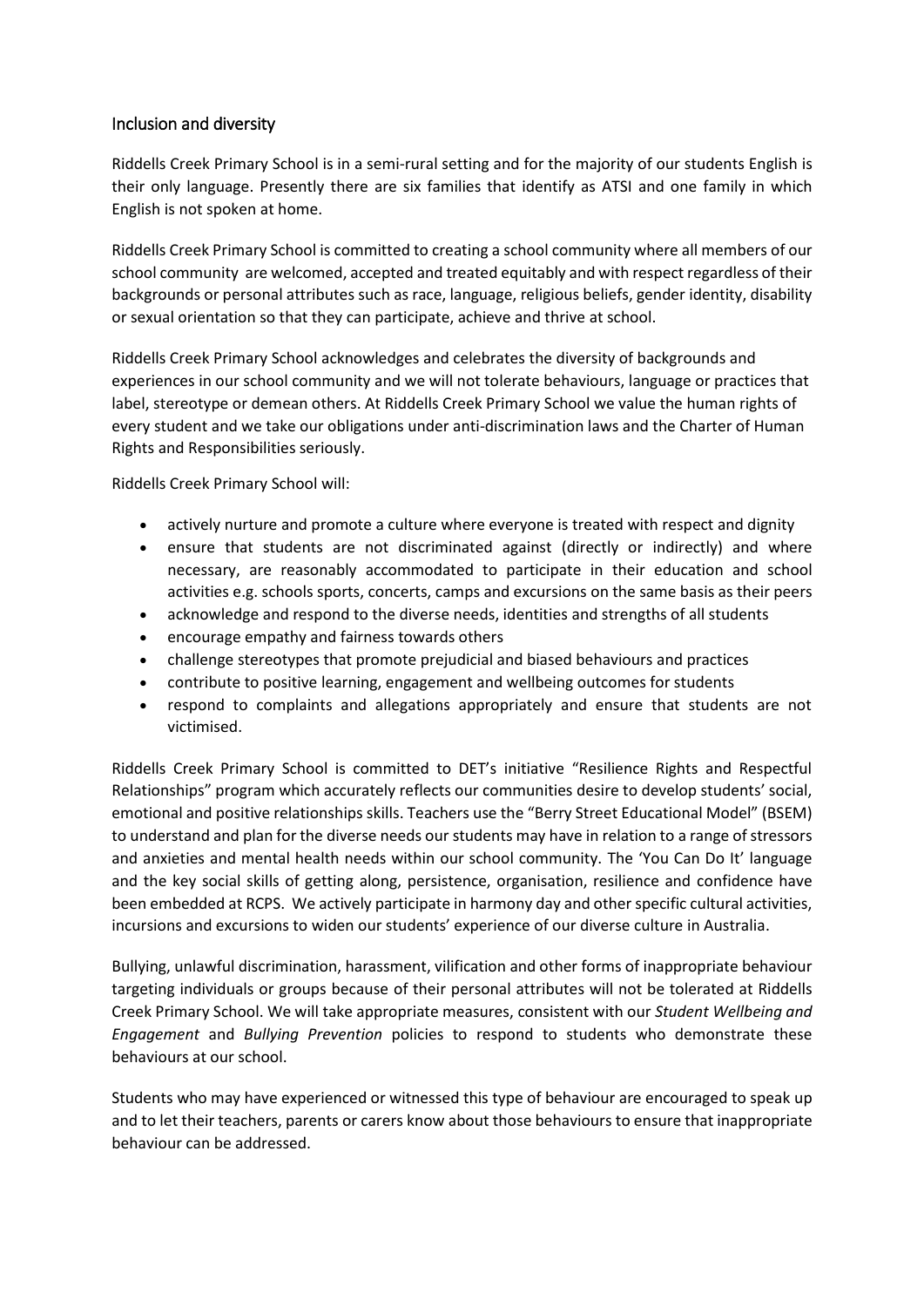## Inclusion and diversity

Riddells Creek Primary School is in a semi-rural setting and for the majority of our students English is their only language. Presently there are six families that identify as ATSI and one family in which English is not spoken at home.

Riddells Creek Primary School is committed to creating a school community where all members of our school community are welcomed, accepted and treated equitably and with respect regardless of their backgrounds or personal attributes such as race, language, religious beliefs, gender identity, disability or sexual orientation so that they can participate, achieve and thrive at school.

Riddells Creek Primary School acknowledges and celebrates the diversity of backgrounds and experiences in our school community and we will not tolerate behaviours, language or practices that label, stereotype or demean others. At Riddells Creek Primary School we value the human rights of every student and we take our obligations under anti-discrimination laws and the Charter of Human Rights and Responsibilities seriously.

Riddells Creek Primary School will:

- actively nurture and promote a culture where everyone is treated with respect and dignity
- ensure that students are not discriminated against (directly or indirectly) and where necessary, are reasonably accommodated to participate in their education and school activities e.g. schools sports, concerts, camps and excursions on the same basis as their peers
- acknowledge and respond to the diverse needs, identities and strengths of all students
- encourage empathy and fairness towards others
- challenge stereotypes that promote prejudicial and biased behaviours and practices
- contribute to positive learning, engagement and wellbeing outcomes for students
- respond to complaints and allegations appropriately and ensure that students are not victimised.

Riddells Creek Primary School is committed to DET's initiative "Resilience Rights and Respectful Relationships" program which accurately reflects our communities desire to develop students' social, emotional and positive relationships skills. Teachers use the "Berry Street Educational Model" (BSEM) to understand and plan for the diverse needs our students may have in relation to a range of stressors and anxieties and mental health needs within our school community. The 'You Can Do It' language and the key social skills of getting along, persistence, organisation, resilience and confidence have been embedded at RCPS. We actively participate in harmony day and other specific cultural activities, incursions and excursions to widen our students' experience of our diverse culture in Australia.

Bullying, unlawful discrimination, harassment, vilification and other forms of inappropriate behaviour targeting individuals or groups because of their personal attributes will not be tolerated at Riddells Creek Primary School. We will take appropriate measures, consistent with our *Student Wellbeing and Engagement* and *Bullying Prevention* policies to respond to students who demonstrate these behaviours at our school.

Students who may have experienced or witnessed this type of behaviour are encouraged to speak up and to let their teachers, parents or carers know about those behaviours to ensure that inappropriate behaviour can be addressed.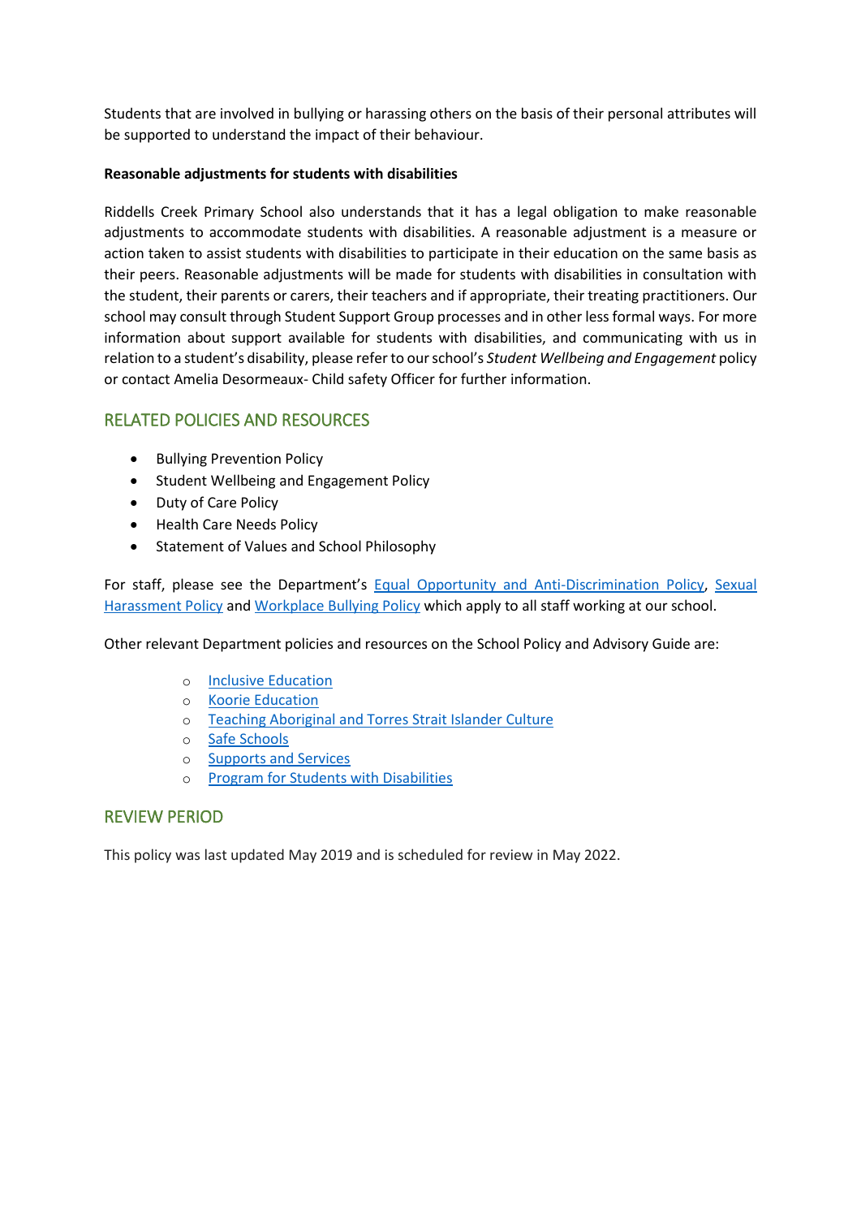Students that are involved in bullying or harassing others on the basis of their personal attributes will be supported to understand the impact of their behaviour.

**Reasonable adjustments for students with disabilities**

Riddells Creek Primary School also understands that it has a legal obligation to make reasonable adjustments to accommodate students with disabilities. A reasonable adjustment is a measure or action taken to assist students with disabilities to participate in their education on the same basis as their peers. Reasonable adjustments will be made for students with disabilities in consultation with the student, their parents or carers, their teachers and if appropriate, their treating practitioners. Our school may consult through Student Support Group processes and in other less formal ways. For more information about support available for students with disabilities, and communicating with us in relation to a student's disability, please refer to our school's *Student Wellbeing and Engagement* policy or contact Amelia Desormeaux- Child safety Officer for further information.

## RELATED POLICIES AND RESOURCES

- Bullying Prevention Policy
- Student Wellbeing and Engagement Policy
- Duty of Care Policy
- Health Care Needs Policy
- Statement of Values and School Philosophy

For staff, please see the Department's Equal Opportunity and Anti-Discrimination Policy, Sexual Harassment Policy and Workplace Bullying Policy which apply to all staff working at our school.

Other relevant Department policies and resources on the School Policy and Advisory Guide are:

- Inclusive Education
- Koorie Education
- Teaching Aboriginal and Torres Strait Islander Culture
- Safe Schools
- Supports and Services
- Program for Students with Disabilities

## REVIEW PERIOD

This policy was last updated May 2019 and is scheduled for review in May 2022.